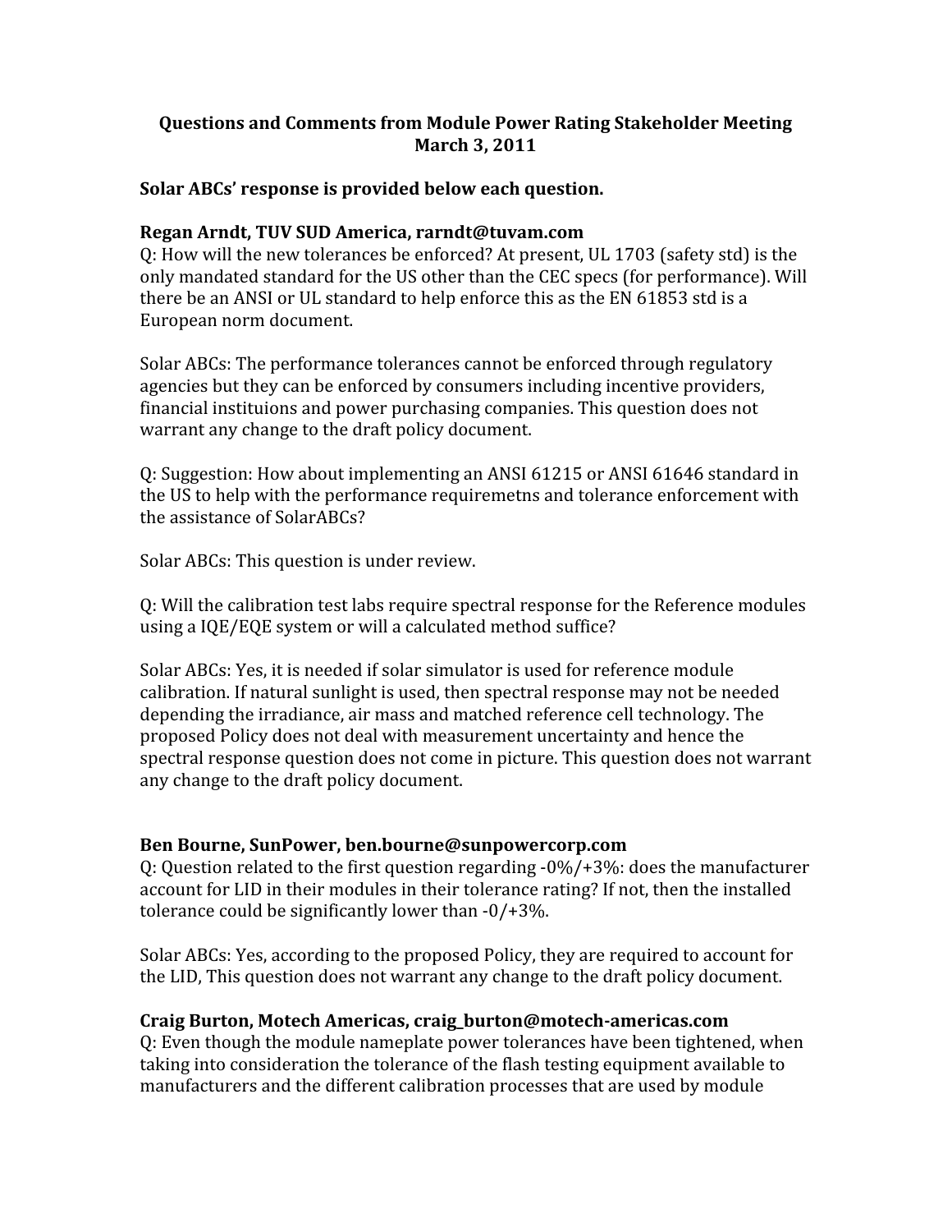**Questions and Comments from Module Power Rating Stakeholder Meeting March 3, 2011**

**Solar ABCs' response is provided below each question.**

**Regan Arndt, TUV SUD America, rarndt@tuvam.com**

Q: How will the new tolerances be enforced? At present, UL 1703 (safety std) is the only mandated standard for the US other than the CEC specs (for performance). Will there be an ANSI or UL standard to help enforce this as the EN 61853 std is a European norm document.

Solar ABCs: The performance tolerances cannot be enforced through regulatory agencies but they can be enforced by consumers including incentive providers, financial instituions and power purchasing companies. This question does not warrant any change to the draft policy document.

Q: Suggestion: How about implementing an ANSI 61215 or ANSI 61646 standard in the US to help with the performance requiremetns and tolerance enforcement with the assistance of SolarABCs?

Solar ABCs: This question is under review.

Q: Will the calibration test labs require spectral response for the Reference modules using a IQE/EQE system or will a calculated method suffice?

Solar ABCs: Yes, it is needed if solar simulator is used for reference module calibration. If natural sunlight is used, then spectral response may not be needed depending the irradiance, air mass and matched reference cell technology. The proposed Policy does not deal with measurement uncertainty and hence the spectral response question does not come in picture. This question does not warrant any change to the draft policy document.

**Ben Bourne, SunPower, ben.bourne@sunpowercorp.com**

Q: Question related to the first question regarding -0%/+3%: does the manufacturer account for LID in their modules in their tolerance rating? If not, then the installed tolerance could be significantly lower than -0/+3%.

Solar ABCs: Yes, according to the proposed Policy, they are required to account for the LID, This question does not warrant any change to the draft policy document.

**Craig Burton, Motech Americas, craig_burton@motech-americas.com**

Q: Even though the module nameplate power tolerances have been tightened, when taking into consideration the tolerance of the flash testing equipment available to manufacturers and the different calibration processes that are used by module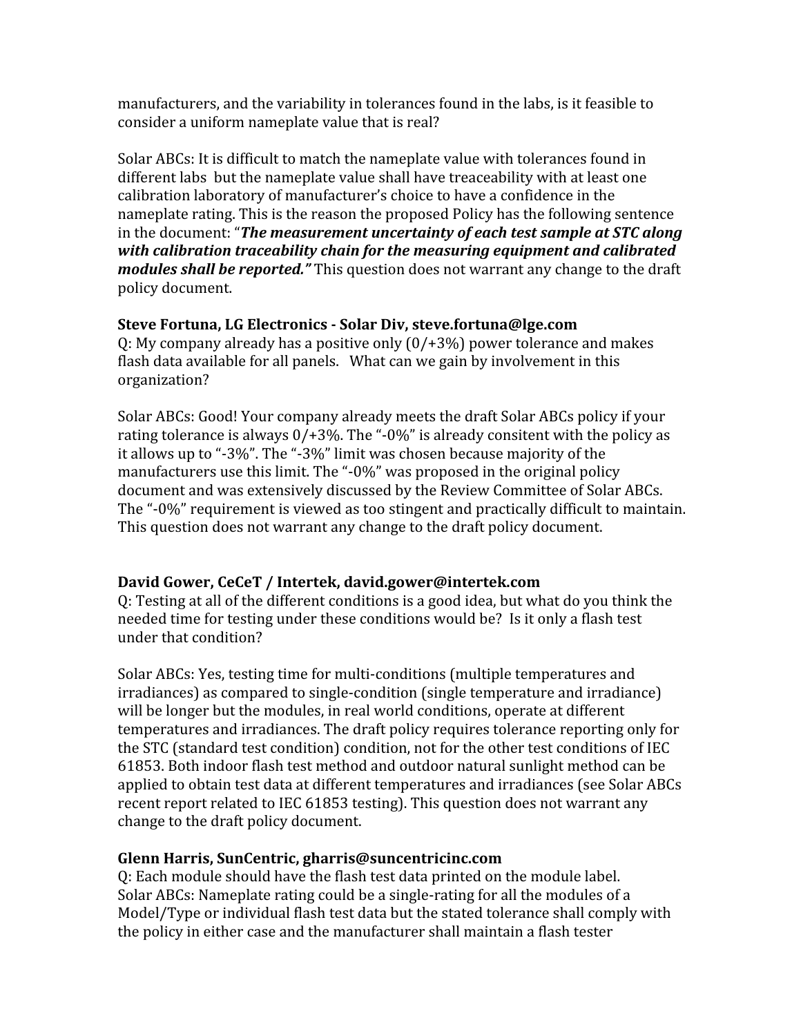manufacturers, and the variability in tolerances found in the labs, is it feasible to consider a uniform nameplate value that is real?

Solar ABCs: It is difficult to match the nameplate value with tolerances found in different labs but the nameplate value shall have treaceability with at least one calibration laboratory of manufacturer's choice to have a confidence in the nameplate rating. This is the reason the proposed Policy has the following sentence in the document: "***The measurement uncertainty of each test sample at STC along with calibration traceability chain for the measuring equipment and calibrated modules shall be reported.***" This question does not warrant any change to the draft policy document.

**Steve Fortuna, LG Electronics - Solar Div, steve.fortuna@lge.com**
Q: My company already has a positive only (0/+3%) power tolerance and makes flash data available for all panels. What can we gain by involvement in this organization?

Solar ABCs: Good! Your company already meets the draft Solar ABCs policy if your rating tolerance is always 0/+3%. The "-0%" is already consitent with the policy as it allows up to "-3%". The "-3%" limit was chosen because majority of the manufacturers use this limit. The "-0%" was proposed in the original policy document and was extensively discussed by the Review Committee of Solar ABCs. The "-0%" requirement is viewed as too stingent and practically difficult to maintain. This question does not warrant any change to the draft policy document.

**David Gower, CeCeT / Intertek, david.gower@intertek.com**
Q: Testing at all of the different conditions is a good idea, but what do you think the needed time for testing under these conditions would be? Is it only a flash test under that condition?

Solar ABCs: Yes, testing time for multi-conditions (multiple temperatures and irradiances) as compared to single-condition (single temperature and irradiance) will be longer but the modules, in real world conditions, operate at different temperatures and irradiances. The draft policy requires tolerance reporting only for the STC (standard test condition) condition, not for the other test conditions of IEC 61853. Both indoor flash test method and outdoor natural sunlight method can be applied to obtain test data at different temperatures and irradiances (see Solar ABCs recent report related to IEC 61853 testing). This question does not warrant any change to the draft policy document.

**Glenn Harris, SunCentric, gharris@suncentricinc.com**
Q: Each module should have the flash test data printed on the module label.
Solar ABCs: Nameplate rating could be a single-rating for all the modules of a Model/Type or individual flash test data but the stated tolerance shall comply with the policy in either case and the manufacturer shall maintain a flash tester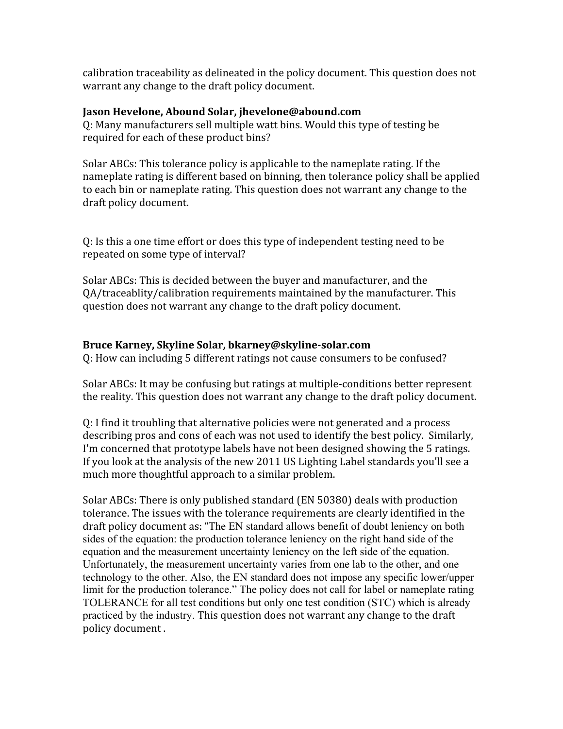calibration traceability as delineated in the policy document. This question does not warrant any change to the draft policy document.

**Jason Hevelone, Abound Solar, jhevelone@abound.com**
Q: Many manufacturers sell multiple watt bins. Would this type of testing be required for each of these product bins?

Solar ABCs: This tolerance policy is applicable to the nameplate rating. If the nameplate rating is different based on binning, then tolerance policy shall be applied to each bin or nameplate rating. This question does not warrant any change to the draft policy document.

Q: Is this a one time effort or does this type of independent testing need to be repeated on some type of interval?

Solar ABCs: This is decided between the buyer and manufacturer, and the QA/traceablity/calibration requirements maintained by the manufacturer. This question does not warrant any change to the draft policy document.

**Bruce Karney, Skyline Solar, bkarney@skyline-solar.com**
Q: How can including 5 different ratings not cause consumers to be confused?

Solar ABCs: It may be confusing but ratings at multiple-conditions better represent the reality. This question does not warrant any change to the draft policy document.

Q: I find it troubling that alternative policies were not generated and a process describing pros and cons of each was not used to identify the best policy. Similarly, I'm concerned that prototype labels have not been designed showing the 5 ratings. If you look at the analysis of the new 2011 US Lighting Label standards you'll see a much more thoughtful approach to a similar problem.

Solar ABCs: There is only published standard (EN 50380) deals with production tolerance. The issues with the tolerance requirements are clearly identified in the draft policy document as: "The EN standard allows benefit of doubt leniency on both sides of the equation: the production tolerance leniency on the right hand side of the equation and the measurement uncertainty leniency on the left side of the equation. Unfortunately, the measurement uncertainty varies from one lab to the other, and one technology to the other. Also, the EN standard does not impose any specific lower/upper limit for the production tolerance." The policy does not call for label or nameplate rating TOLERANCE for all test conditions but only one test condition (STC) which is already practiced by the industry. This question does not warrant any change to the draft policy document .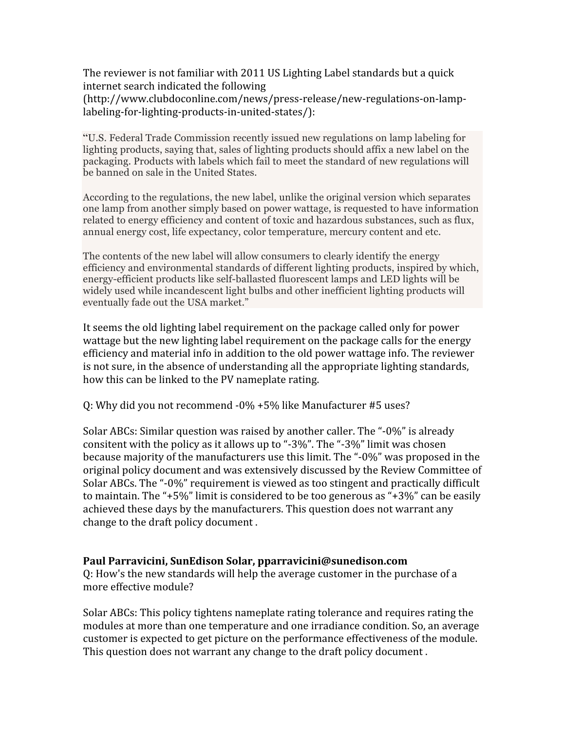The reviewer is not familiar with 2011 US Lighting Label standards but a quick internet search indicated the following (http://www.clubdoconline.com/news/press-release/new-regulations-on-lamp-labeling-for-lighting-products-in-united-states/):

> "U.S. Federal Trade Commission recently issued new regulations on lamp labeling for lighting products, saying that, sales of lighting products should affix a new label on the packaging. Products with labels which fail to meet the standard of new regulations will be banned on sale in the United States.
>
> According to the regulations, the new label, unlike the original version which separates one lamp from another simply based on power wattage, is requested to have information related to energy efficiency and content of toxic and hazardous substances, such as flux, annual energy cost, life expectancy, color temperature, mercury content and etc.
>
> The contents of the new label will allow consumers to clearly identify the energy efficiency and environmental standards of different lighting products, inspired by which, energy-efficient products like self-ballasted fluorescent lamps and LED lights will be widely used while incandescent light bulbs and other inefficient lighting products will eventually fade out the USA market."

It seems the old lighting label requirement on the package called only for power wattage but the new lighting label requirement on the package calls for the energy efficiency and material info in addition to the old power wattage info. The reviewer is not sure, in the absence of understanding all the appropriate lighting standards, how this can be linked to the PV nameplate rating.

Q: Why did you not recommend -0% +5% like Manufacturer #5 uses?

Solar ABCs: Similar question was raised by another caller. The "-0%" is already consitent with the policy as it allows up to "-3%". The "-3%" limit was chosen because majority of the manufacturers use this limit. The "-0%" was proposed in the original policy document and was extensively discussed by the Review Committee of Solar ABCs. The "-0%" requirement is viewed as too stingent and practically difficult to maintain. The "+5%" limit is considered to be too generous as "+3%" can be easily achieved these days by the manufacturers. This question does not warrant any change to the draft policy document .

**Paul Parravicini, SunEdison Solar, pparravicini@sunedison.com**

Q: How's the new standards will help the average customer in the purchase of a more effective module?

Solar ABCs: This policy tightens nameplate rating tolerance and requires rating the modules at more than one temperature and one irradiance condition. So, an average customer is expected to get picture on the performance effectiveness of the module. This question does not warrant any change to the draft policy document .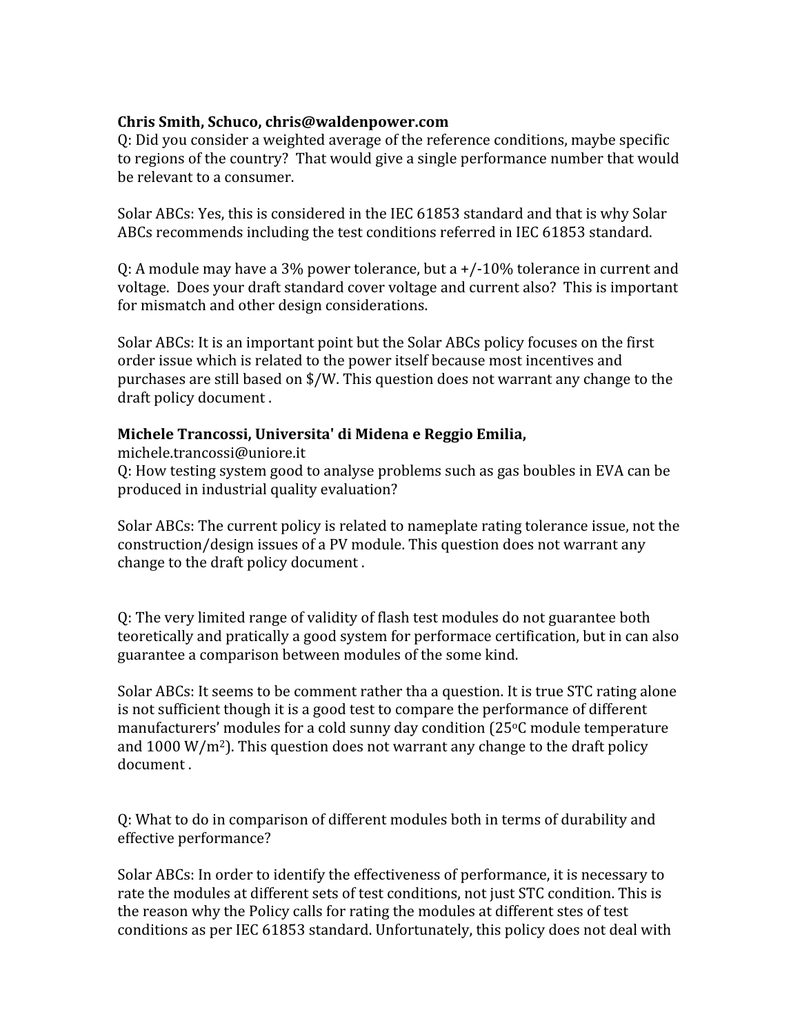**Chris Smith, Schuco, chris@waldenpower.com**

Q: Did you consider a weighted average of the reference conditions, maybe specific to regions of the country? That would give a single performance number that would be relevant to a consumer.

Solar ABCs: Yes, this is considered in the IEC 61853 standard and that is why Solar ABCs recommends including the test conditions referred in IEC 61853 standard.

Q: A module may have a 3% power tolerance, but a +/-10% tolerance in current and voltage. Does your draft standard cover voltage and current also? This is important for mismatch and other design considerations.

Solar ABCs: It is an important point but the Solar ABCs policy focuses on the first order issue which is related to the power itself because most incentives and purchases are still based on $/W. This question does not warrant any change to the draft policy document .

**Michele Trancossi, Universita' di Midena e Reggio Emilia,**
michele.trancossi@uniore.it

Q: How testing system good to analyse problems such as gas boubles in EVA can be produced in industrial quality evaluation?

Solar ABCs: The current policy is related to nameplate rating tolerance issue, not the construction/design issues of a PV module. This question does not warrant any change to the draft policy document .

Q: The very limited range of validity of flash test modules do not guarantee both teoretically and pratically a good system for performace certification, but in can also guarantee a comparison between modules of the some kind.

Solar ABCs: It seems to be comment rather tha a question. It is true STC rating alone is not sufficient though it is a good test to compare the performance of different manufacturers' modules for a cold sunny day condition (25$^{o}$C module temperature and 1000 W/m$^{2}$). This question does not warrant any change to the draft policy document .

Q: What to do in comparison of different modules both in terms of durability and effective performance?

Solar ABCs: In order to identify the effectiveness of performance, it is necessary to rate the modules at different sets of test conditions, not just STC condition. This is the reason why the Policy calls for rating the modules at different stes of test conditions as per IEC 61853 standard. Unfortunately, this policy does not deal with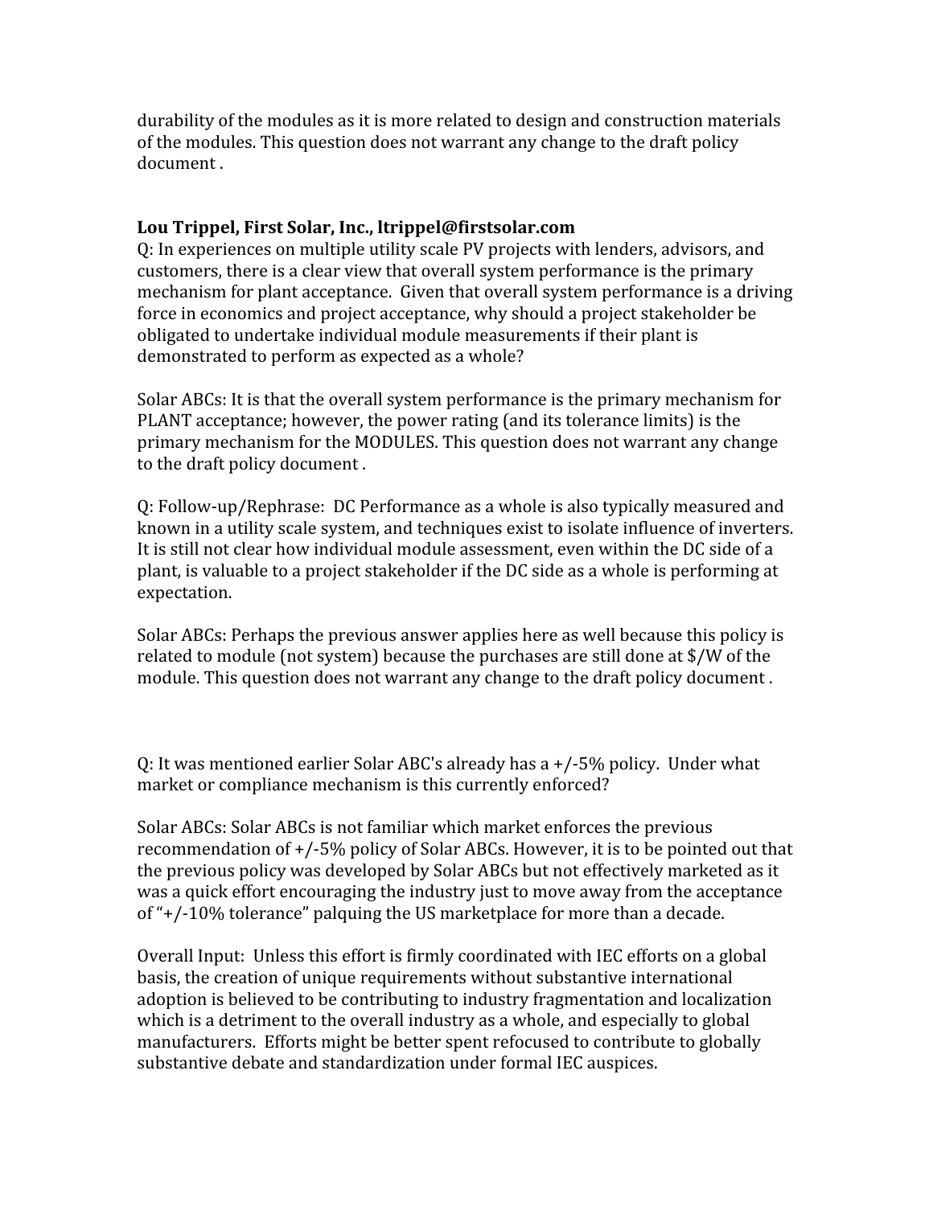durability of the modules as it is more related to design and construction materials of the modules. This question does not warrant any change to the draft policy document .

**Lou Trippel, First Solar, Inc., ltrippel@firstsolar.com**

Q: In experiences on multiple utility scale PV projects with lenders, advisors, and customers, there is a clear view that overall system performance is the primary mechanism for plant acceptance. Given that overall system performance is a driving force in economics and project acceptance, why should a project stakeholder be obligated to undertake individual module measurements if their plant is demonstrated to perform as expected as a whole?

Solar ABCs: It is that the overall system performance is the primary mechanism for PLANT acceptance; however, the power rating (and its tolerance limits) is the primary mechanism for the MODULES. This question does not warrant any change to the draft policy document .

Q: Follow-up/Rephrase: DC Performance as a whole is also typically measured and known in a utility scale system, and techniques exist to isolate influence of inverters. It is still not clear how individual module assessment, even within the DC side of a plant, is valuable to a project stakeholder if the DC side as a whole is performing at expectation.

Solar ABCs: Perhaps the previous answer applies here as well because this policy is related to module (not system) because the purchases are still done at $/W of the module. This question does not warrant any change to the draft policy document .

Q: It was mentioned earlier Solar ABC's already has a +/-5% policy. Under what market or compliance mechanism is this currently enforced?

Solar ABCs: Solar ABCs is not familiar which market enforces the previous recommendation of +/-5% policy of Solar ABCs. However, it is to be pointed out that the previous policy was developed by Solar ABCs but not effectively marketed as it was a quick effort encouraging the industry just to move away from the acceptance of "+/-10% tolerance" palquing the US marketplace for more than a decade.

Overall Input: Unless this effort is firmly coordinated with IEC efforts on a global basis, the creation of unique requirements without substantive international adoption is believed to be contributing to industry fragmentation and localization which is a detriment to the overall industry as a whole, and especially to global manufacturers. Efforts might be better spent refocused to contribute to globally substantive debate and standardization under formal IEC auspices.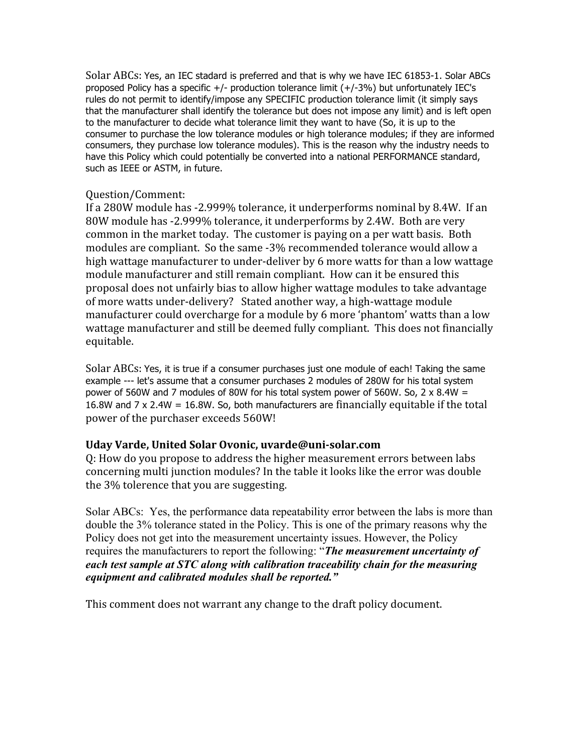Solar ABCs: Yes, an IEC stadard is preferred and that is why we have IEC 61853-1. Solar ABCs proposed Policy has a specific +/- production tolerance limit (+/-3%) but unfortunately IEC's rules do not permit to identify/impose any SPECIFIC production tolerance limit (it simply says that the manufacturer shall identify the tolerance but does not impose any limit) and is left open to the manufacturer to decide what tolerance limit they want to have (So, it is up to the consumer to purchase the low tolerance modules or high tolerance modules; if they are informed consumers, they purchase low tolerance modules). This is the reason why the industry needs to have this Policy which could potentially be converted into a national PERFORMANCE standard, such as IEEE or ASTM, in future.

Question/Comment:

If a 280W module has -2.999% tolerance, it underperforms nominal by 8.4W. If an 80W module has -2.999% tolerance, it underperforms by 2.4W. Both are very common in the market today. The customer is paying on a per watt basis. Both modules are compliant. So the same -3% recommended tolerance would allow a high wattage manufacturer to under-deliver by 6 more watts for than a low wattage module manufacturer and still remain compliant. How can it be ensured this proposal does not unfairly bias to allow higher wattage modules to take advantage of more watts under-delivery? Stated another way, a high-wattage module manufacturer could overcharge for a module by 6 more 'phantom' watts than a low wattage manufacturer and still be deemed fully compliant. This does not financially equitable.

Solar ABCs: Yes, it is true if a consumer purchases just one module of each! Taking the same example --- let's assume that a consumer purchases 2 modules of 280W for his total system power of 560W and 7 modules of 80W for his total system power of 560W. So, 2 x 8.4W = 16.8W and 7 x 2.4W = 16.8W. So, both manufacturers are financially equitable if the total power of the purchaser exceeds 560W!

**Uday Varde, United Solar Ovonic, uvarde@uni-solar.com**

Q: How do you propose to address the higher measurement errors between labs concerning multi junction modules? In the table it looks like the error was double the 3% tolerence that you are suggesting.

Solar ABCs: Yes, the performance data repeatability error between the labs is more than double the 3% tolerance stated in the Policy. This is one of the primary reasons why the Policy does not get into the measurement uncertainty issues. However, the Policy requires the manufacturers to report the following: "***The measurement uncertainty of each test sample at STC along with calibration traceability chain for the measuring equipment and calibrated modules shall be reported.***"

This comment does not warrant any change to the draft policy document.